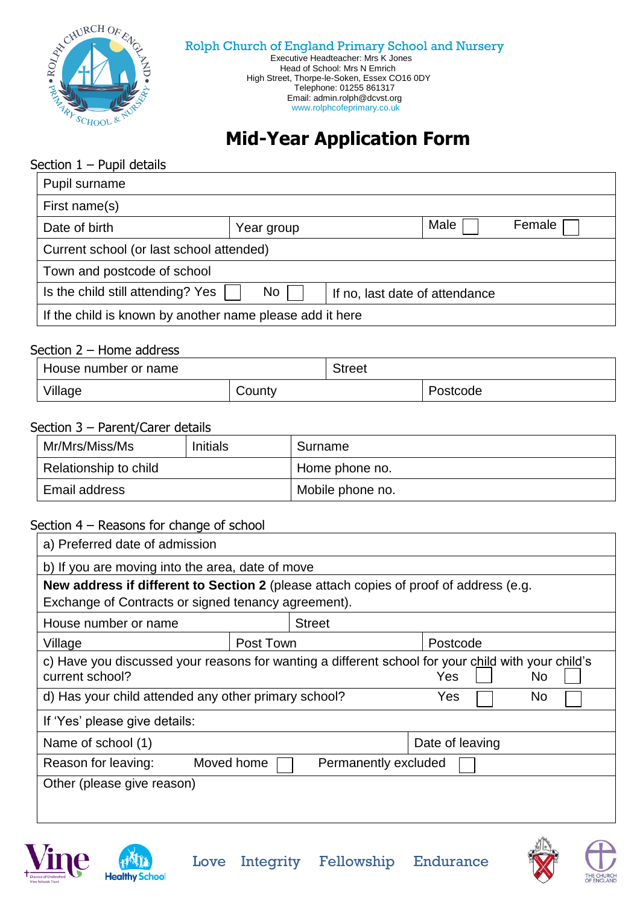Rolph Church of England Primary School and Nursery
Executive Headteacher: Mrs K Jones
Head of School: Mrs N Emrich
High Street, Thorpe-le-Soken, Essex CO16 0DY
Telephone: 01255 861317
Email: admin.rolph@dcvst.org
www.rolphcofeprimary.co.uk

# Mid-Year Application Form

## Section 1 – Pupil details

| Pupil surname | | |
|---|---|---|
| First name(s) | | |
| Date of birth | Year group | Male ☐ Female ☐ |
| Current school (or last school attended) | | |
| Town and postcode of school | | |
| Is the child still attending? Yes ☐ No ☐ | If no, last date of attendance | |
| If the child is known by another name please add it here | | |

## Section 2 – Home address

| House number or name | | Street |
|---|---|---|
| Village | County | Postcode |

## Section 3 – Parent/Carer details

| Mr/Mrs/Miss/Ms | Initials | Surname |
|---|---|---|
| Relationship to child | | Home phone no. |
| Email address | | Mobile phone no. |

## Section 4 – Reasons for change of school

| a) Preferred date of admission | | |
|---|---|---|
| b) If you are moving into the area, date of move | | |
| **New address if different to Section 2** (please attach copies of proof of address (e.g. Exchange of Contracts or signed tenancy agreement). | | |
| House number or name | Street | |
| Village | Post Town | Postcode |
| c) Have you discussed your reasons for wanting a different school for your child with your child's current school? | | Yes ☐ No ☐ |
| d) Has your child attended any other primary school? | | Yes ☐ No ☐ |
| If 'Yes' please give details: | | |
| Name of school (1) | | Date of leaving |
| Reason for leaving: Moved home ☐ | Permanently excluded ☐ | |
| Other (please give reason) | | |

Love Integrity Fellowship Endurance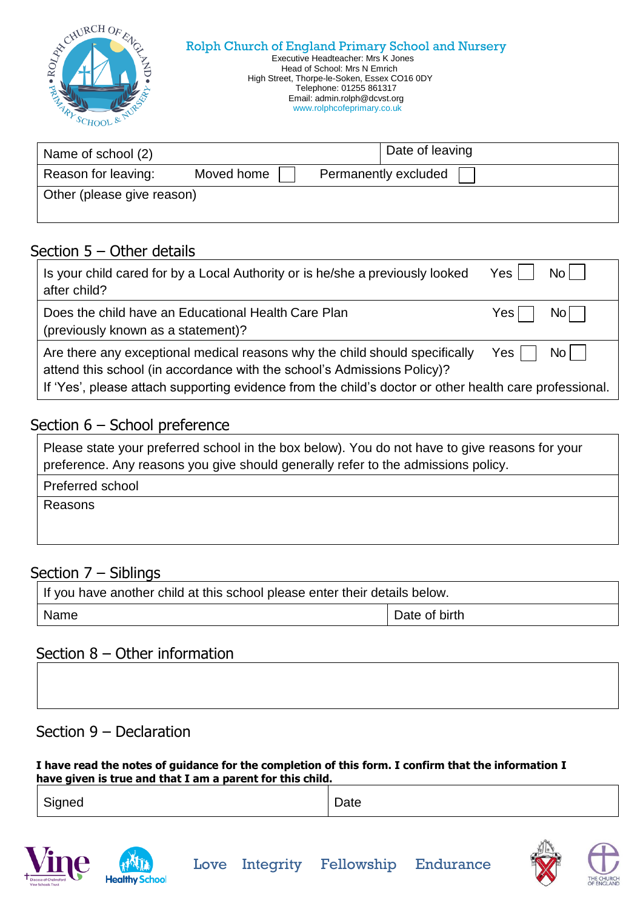**Rolph Church of England Primary School and Nursery**

Executive Headteacher: Mrs K Jones
Head of School: Mrs N Emrich
High Street, Thorpe-le-Soken, Essex CO16 0DY
Telephone: 01255 861317
Email: admin.rolph@dcvst.org
www.rolphcofeprimary.co.uk

| Name of school (2) | Date of leaving |
|---|---|
| Reason for leaving: Moved home ☐ Permanently excluded ☐ | |
| Other (please give reason) | |

## Section 5 – Other details

| | |
|---|---|
| Is your child cared for by a Local Authority or is he/she a previously looked after child? | Yes ☐ No ☐ |
| Does the child have an Educational Health Care Plan (previously known as a statement)? | Yes ☐ No ☐ |
| Are there any exceptional medical reasons why the child should specifically attend this school (in accordance with the school's Admissions Policy)? If 'Yes', please attach supporting evidence from the child's doctor or other health care professional. | Yes ☐ No ☐ |

## Section 6 – School preference

| Please state your preferred school in the box below). You do not have to give reasons for your preference. Any reasons you give should generally refer to the admissions policy. |
|---|
| Preferred school |
| Reasons |

## Section 7 – Siblings

| If you have another child at this school please enter their details below. | |
|---|---|
| Name | Date of birth |

## Section 8 – Other information

| |
|---|
| |

## Section 9 – Declaration

**I have read the notes of guidance for the completion of this form. I confirm that the information I have given is true and that I am a parent for this child.**

| Signed | Date |
|---|---|

Love Integrity Fellowship Endurance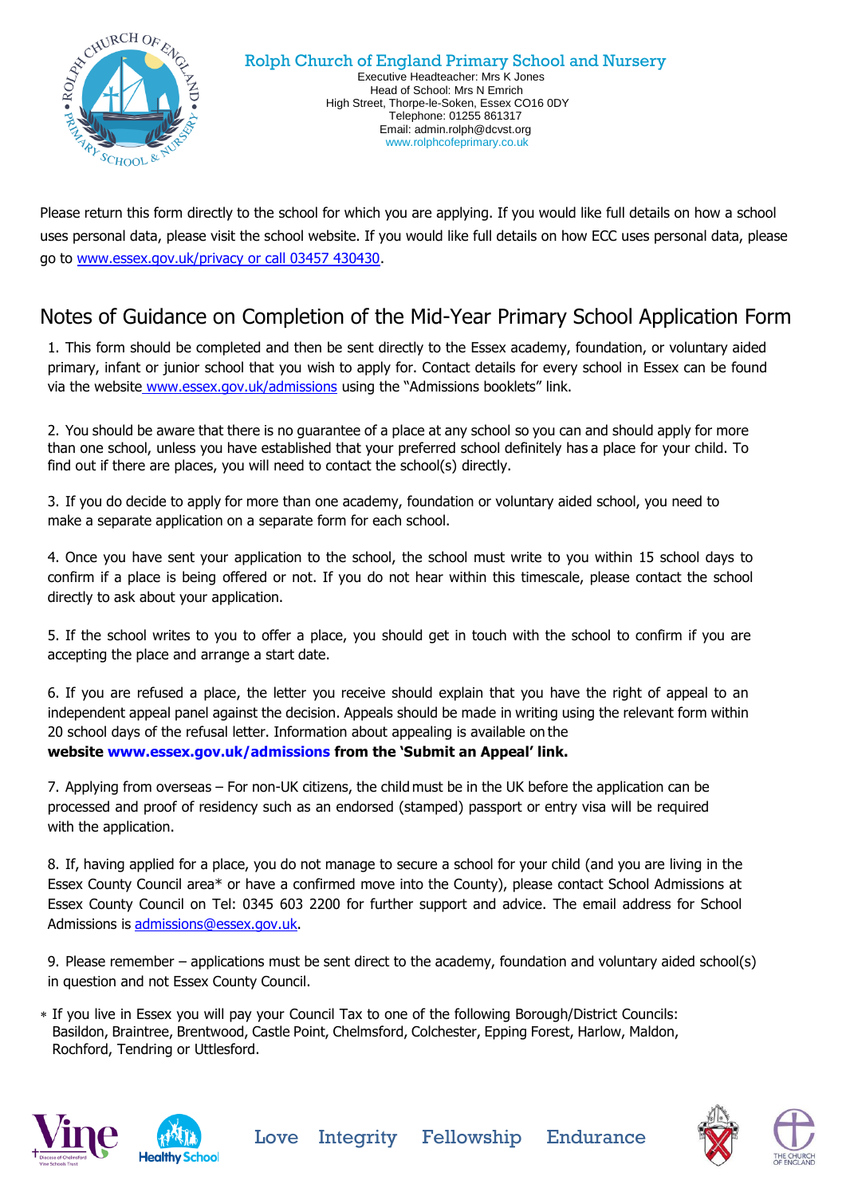Rolph Church of England Primary School and Nursery

Executive Headteacher: Mrs K Jones
Head of School: Mrs N Emrich
High Street, Thorpe-le-Soken, Essex CO16 0DY
Telephone: 01255 861317
Email: admin.rolph@dcvst.org
www.rolphcofeprimary.co.uk

Please return this form directly to the school for which you are applying. If you would like full details on how a school uses personal data, please visit the school website. If you would like full details on how ECC uses personal data, please go to www.essex.gov.uk/privacy or call 03457 430430.

## Notes of Guidance on Completion of the Mid-Year Primary School Application Form

1. This form should be completed and then be sent directly to the Essex academy, foundation, or voluntary aided primary, infant or junior school that you wish to apply for. Contact details for every school in Essex can be found via the website www.essex.gov.uk/admissions using the "Admissions booklets" link.

2. You should be aware that there is no guarantee of a place at any school so you can and should apply for more than one school, unless you have established that your preferred school definitely has a place for your child. To find out if there are places, you will need to contact the school(s) directly.

3. If you do decide to apply for more than one academy, foundation or voluntary aided school, you need to make a separate application on a separate form for each school.

4. Once you have sent your application to the school, the school must write to you within 15 school days to confirm if a place is being offered or not. If you do not hear within this timescale, please contact the school directly to ask about your application.

5. If the school writes to you to offer a place, you should get in touch with the school to confirm if you are accepting the place and arrange a start date.

6. If you are refused a place, the letter you receive should explain that you have the right of appeal to an independent appeal panel against the decision. Appeals should be made in writing using the relevant form within 20 school days of the refusal letter. Information about appealing is available on the **website www.essex.gov.uk/admissions from the 'Submit an Appeal' link.**

7. Applying from overseas – For non-UK citizens, the child must be in the UK before the application can be processed and proof of residency such as an endorsed (stamped) passport or entry visa will be required with the application.

8. If, having applied for a place, you do not manage to secure a school for your child (and you are living in the Essex County Council area* or have a confirmed move into the County), please contact School Admissions at Essex County Council on Tel: 0345 603 2200 for further support and advice. The email address for School Admissions is admissions@essex.gov.uk.

9. Please remember – applications must be sent direct to the academy, foundation and voluntary aided school(s) in question and not Essex County Council.

* If you live in Essex you will pay your Council Tax to one of the following Borough/District Councils: Basildon, Braintree, Brentwood, Castle Point, Chelmsford, Colchester, Epping Forest, Harlow, Maldon, Rochford, Tendring or Uttlesford.

Love Integrity Fellowship Endurance